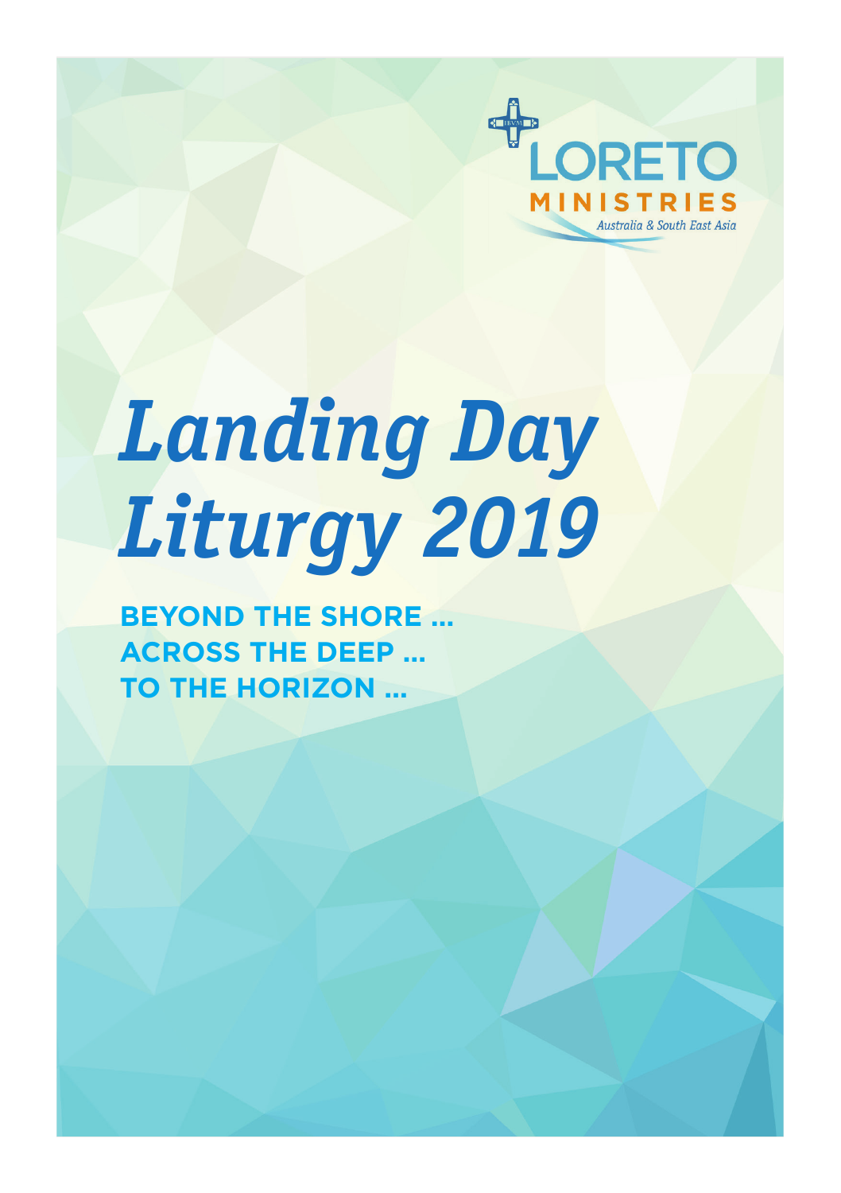LORETO MINISTRIES

*Australia & South East Asia*

# *Landing Day Liturgy 2019*

**BEYOND THE SHORE ...**
**ACROSS THE DEEP ...**
**TO THE HORIZON ...**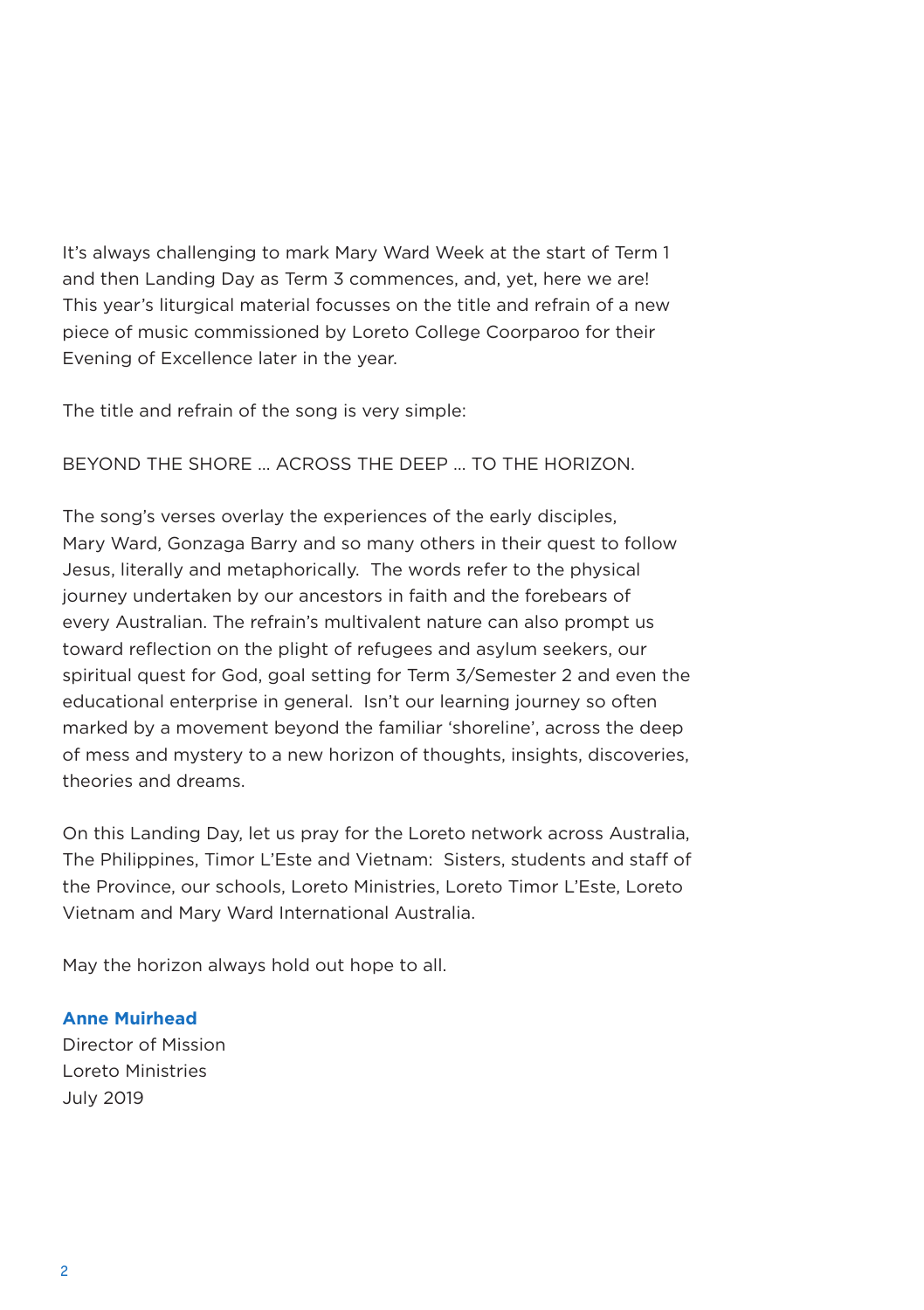It's always challenging to mark Mary Ward Week at the start of Term 1 and then Landing Day as Term 3 commences, and, yet, here we are! This year's liturgical material focusses on the title and refrain of a new piece of music commissioned by Loreto College Coorparoo for their Evening of Excellence later in the year.

The title and refrain of the song is very simple:

BEYOND THE SHORE … ACROSS THE DEEP … TO THE HORIZON.

The song's verses overlay the experiences of the early disciples, Mary Ward, Gonzaga Barry and so many others in their quest to follow Jesus, literally and metaphorically. The words refer to the physical journey undertaken by our ancestors in faith and the forebears of every Australian. The refrain's multivalent nature can also prompt us toward reflection on the plight of refugees and asylum seekers, our spiritual quest for God, goal setting for Term 3/Semester 2 and even the educational enterprise in general. Isn't our learning journey so often marked by a movement beyond the familiar 'shoreline', across the deep of mess and mystery to a new horizon of thoughts, insights, discoveries, theories and dreams.

On this Landing Day, let us pray for the Loreto network across Australia, The Philippines, Timor L'Este and Vietnam: Sisters, students and staff of the Province, our schools, Loreto Ministries, Loreto Timor L'Este, Loreto Vietnam and Mary Ward International Australia.

May the horizon always hold out hope to all.

**Anne Muirhead**
Director of Mission
Loreto Ministries
July 2019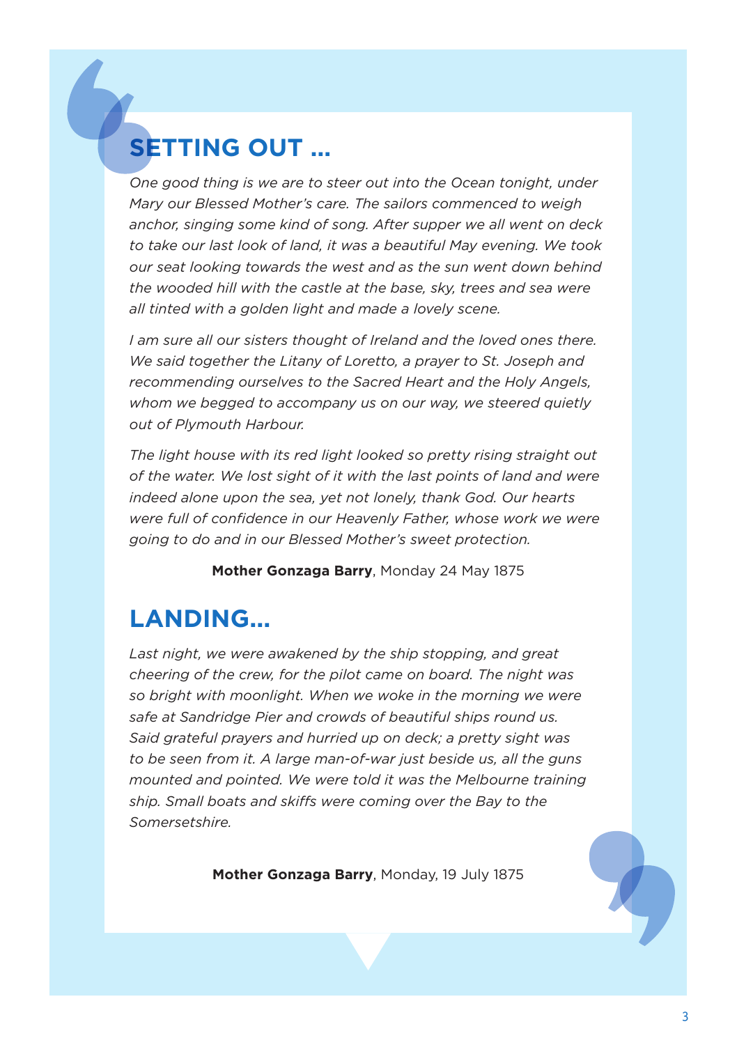## SETTING OUT ...

*One good thing is we are to steer out into the Ocean tonight, under Mary our Blessed Mother's care. The sailors commenced to weigh anchor, singing some kind of song. After supper we all went on deck to take our last look of land, it was a beautiful May evening. We took our seat looking towards the west and as the sun went down behind the wooded hill with the castle at the base, sky, trees and sea were all tinted with a golden light and made a lovely scene.*

*I am sure all our sisters thought of Ireland and the loved ones there. We said together the Litany of Loretto, a prayer to St. Joseph and recommending ourselves to the Sacred Heart and the Holy Angels, whom we begged to accompany us on our way, we steered quietly out of Plymouth Harbour.*

*The light house with its red light looked so pretty rising straight out of the water. We lost sight of it with the last points of land and were indeed alone upon the sea, yet not lonely, thank God. Our hearts were full of confidence in our Heavenly Father, whose work we were going to do and in our Blessed Mother's sweet protection.*

**Mother Gonzaga Barry**, Monday 24 May 1875

## LANDING...

*Last night, we were awakened by the ship stopping, and great cheering of the crew, for the pilot came on board. The night was so bright with moonlight. When we woke in the morning we were safe at Sandridge Pier and crowds of beautiful ships round us. Said grateful prayers and hurried up on deck; a pretty sight was to be seen from it. A large man-of-war just beside us, all the guns mounted and pointed. We were told it was the Melbourne training ship. Small boats and skiffs were coming over the Bay to the Somersetshire.*

**Mother Gonzaga Barry**, Monday, 19 July 1875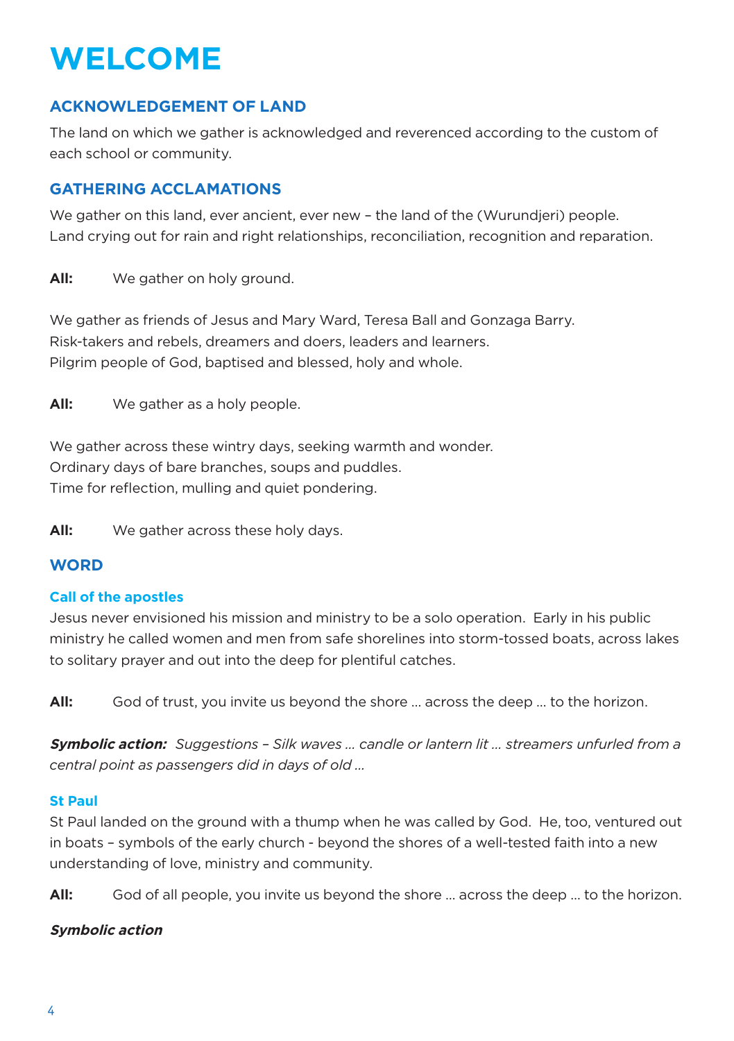# WELCOME

## ACKNOWLEDGEMENT OF LAND

The land on which we gather is acknowledged and reverenced according to the custom of each school or community.

## GATHERING ACCLAMATIONS

We gather on this land, ever ancient, ever new – the land of the (Wurundjeri) people.
Land crying out for rain and right relationships, reconciliation, recognition and reparation.

**All:** We gather on holy ground.

We gather as friends of Jesus and Mary Ward, Teresa Ball and Gonzaga Barry.
Risk-takers and rebels, dreamers and doers, leaders and learners.
Pilgrim people of God, baptised and blessed, holy and whole.

**All:** We gather as a holy people.

We gather across these wintry days, seeking warmth and wonder.
Ordinary days of bare branches, soups and puddles.
Time for reflection, mulling and quiet pondering.

**All:** We gather across these holy days.

## WORD

### Call of the apostles

Jesus never envisioned his mission and ministry to be a solo operation. Early in his public ministry he called women and men from safe shorelines into storm-tossed boats, across lakes to solitary prayer and out into the deep for plentiful catches.

**All:** God of trust, you invite us beyond the shore … across the deep … to the horizon.

***Symbolic action:*** *Suggestions – Silk waves … candle or lantern lit … streamers unfurled from a central point as passengers did in days of old …*

### St Paul

St Paul landed on the ground with a thump when he was called by God. He, too, ventured out in boats – symbols of the early church - beyond the shores of a well-tested faith into a new understanding of love, ministry and community.

**All:** God of all people, you invite us beyond the shore … across the deep … to the horizon.

***Symbolic action***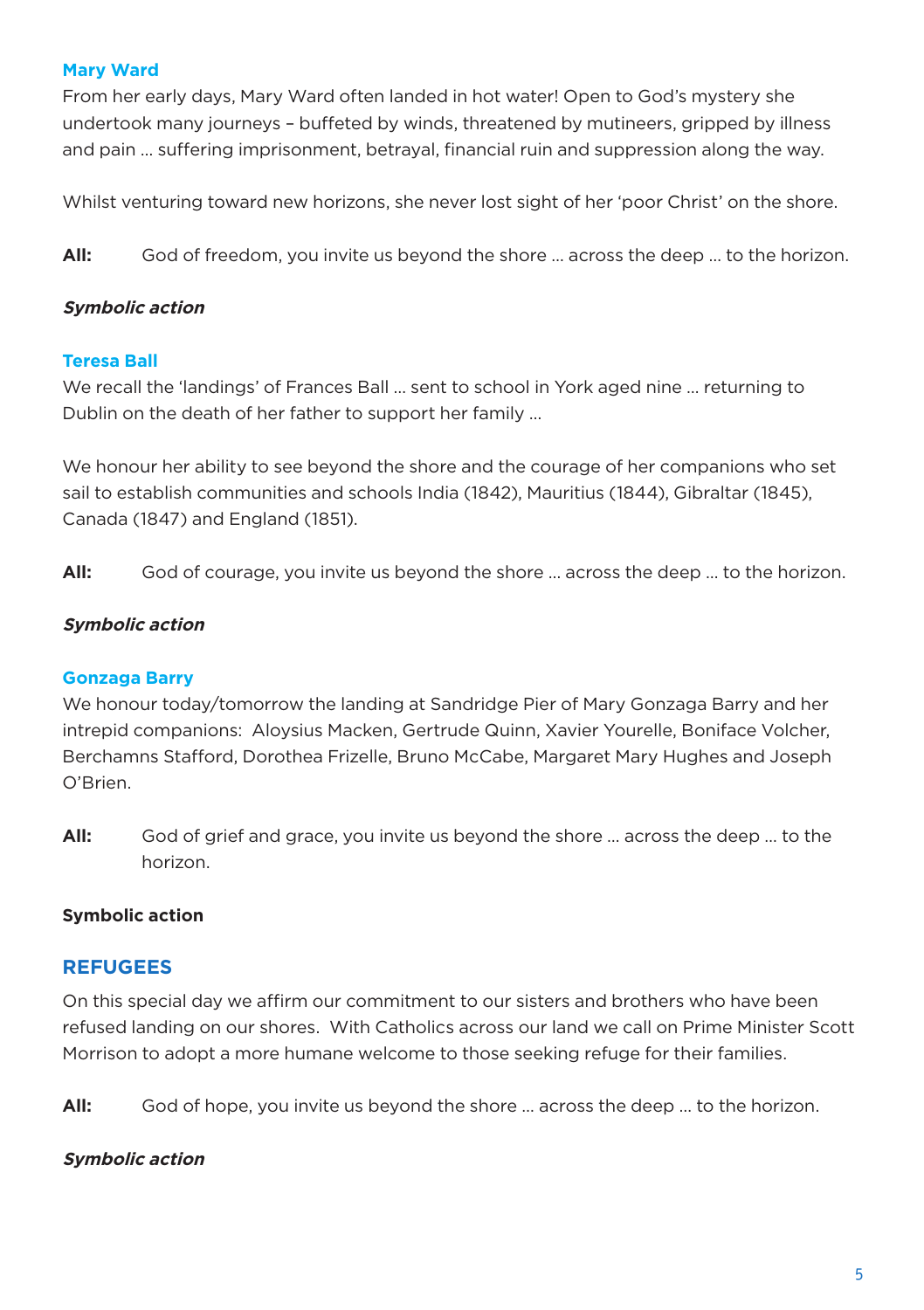### Mary Ward

From her early days, Mary Ward often landed in hot water! Open to God's mystery she undertook many journeys – buffeted by winds, threatened by mutineers, gripped by illness and pain … suffering imprisonment, betrayal, financial ruin and suppression along the way.

Whilst venturing toward new horizons, she never lost sight of her 'poor Christ' on the shore.

**All:** God of freedom, you invite us beyond the shore … across the deep … to the horizon.

***Symbolic action***

### Teresa Ball

We recall the 'landings' of Frances Ball … sent to school in York aged nine … returning to Dublin on the death of her father to support her family …

We honour her ability to see beyond the shore and the courage of her companions who set sail to establish communities and schools India (1842), Mauritius (1844), Gibraltar (1845), Canada (1847) and England (1851).

**All:** God of courage, you invite us beyond the shore … across the deep … to the horizon.

***Symbolic action***

### Gonzaga Barry

We honour today/tomorrow the landing at Sandridge Pier of Mary Gonzaga Barry and her intrepid companions: Aloysius Macken, Gertrude Quinn, Xavier Yourelle, Boniface Volcher, Berchamns Stafford, Dorothea Frizelle, Bruno McCabe, Margaret Mary Hughes and Joseph O'Brien.

**All:** God of grief and grace, you invite us beyond the shore … across the deep … to the horizon.

**Symbolic action**

## REFUGEES

On this special day we affirm our commitment to our sisters and brothers who have been refused landing on our shores. With Catholics across our land we call on Prime Minister Scott Morrison to adopt a more humane welcome to those seeking refuge for their families.

**All:** God of hope, you invite us beyond the shore … across the deep … to the horizon.

***Symbolic action***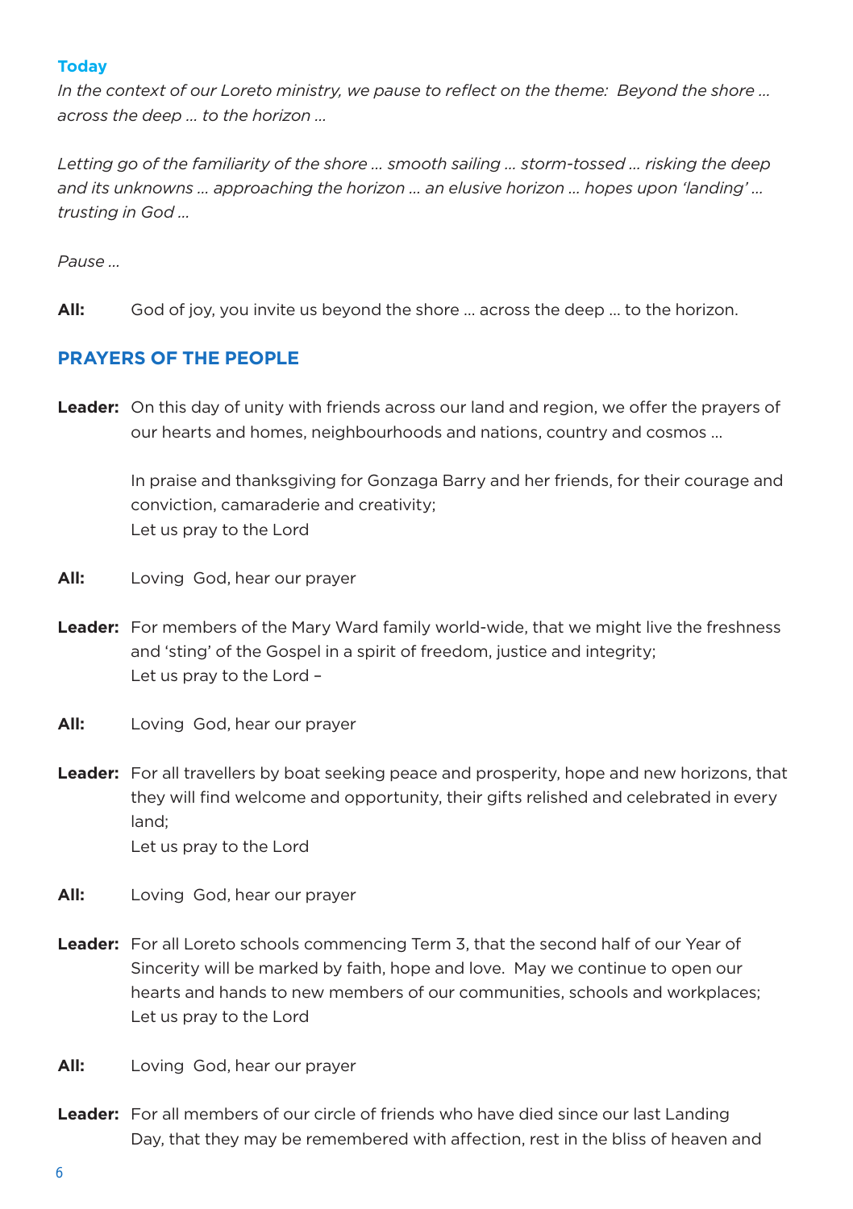**Today**

*In the context of our Loreto ministry, we pause to reflect on the theme: Beyond the shore … across the deep … to the horizon …*

*Letting go of the familiarity of the shore … smooth sailing … storm-tossed … risking the deep and its unknowns … approaching the horizon … an elusive horizon … hopes upon 'landing' … trusting in God …*

*Pause …*

**All:** God of joy, you invite us beyond the shore … across the deep … to the horizon.

## PRAYERS OF THE PEOPLE

**Leader:** On this day of unity with friends across our land and region, we offer the prayers of our hearts and homes, neighbourhoods and nations, country and cosmos …

In praise and thanksgiving for Gonzaga Barry and her friends, for their courage and conviction, camaraderie and creativity;
Let us pray to the Lord

**All:** Loving God, hear our prayer

**Leader:** For members of the Mary Ward family world-wide, that we might live the freshness and 'sting' of the Gospel in a spirit of freedom, justice and integrity;
Let us pray to the Lord –

**All:** Loving God, hear our prayer

**Leader:** For all travellers by boat seeking peace and prosperity, hope and new horizons, that they will find welcome and opportunity, their gifts relished and celebrated in every land;
Let us pray to the Lord

**All:** Loving God, hear our prayer

**Leader:** For all Loreto schools commencing Term 3, that the second half of our Year of Sincerity will be marked by faith, hope and love. May we continue to open our hearts and hands to new members of our communities, schools and workplaces;
Let us pray to the Lord

**All:** Loving God, hear our prayer

**Leader:** For all members of our circle of friends who have died since our last Landing Day, that they may be remembered with affection, rest in the bliss of heaven and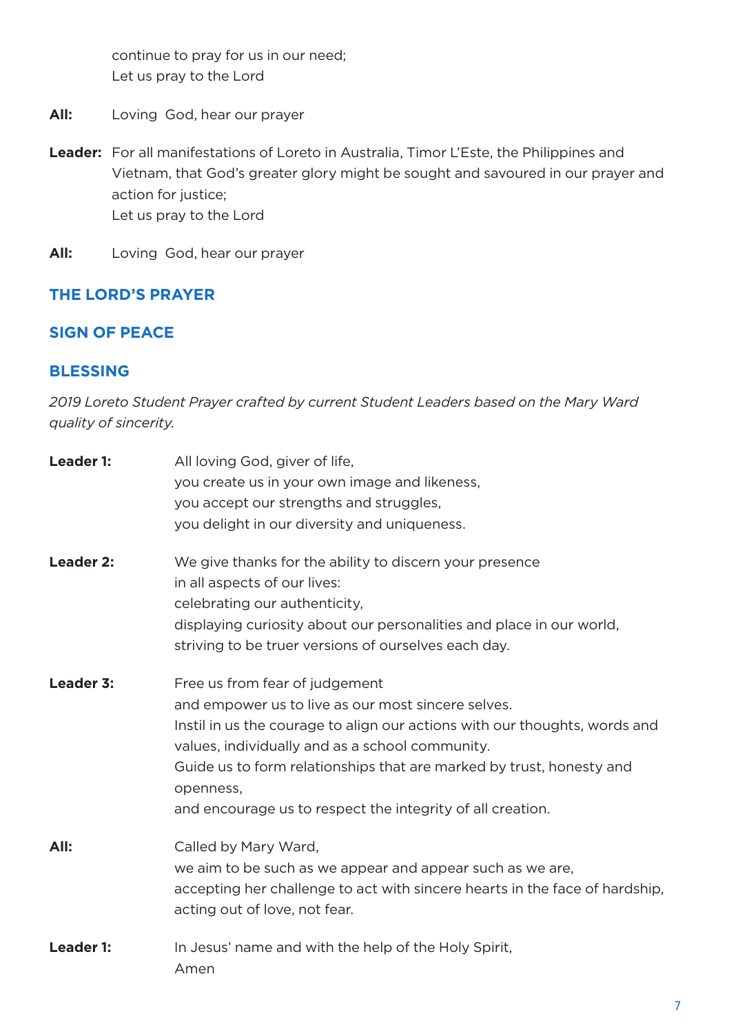continue to pray for us in our need;
Let us pray to the Lord

**All:** Loving God, hear our prayer

**Leader:** For all manifestations of Loreto in Australia, Timor L'Este, the Philippines and Vietnam, that God's greater glory might be sought and savoured in our prayer and action for justice;
Let us pray to the Lord

**All:** Loving God, hear our prayer

## THE LORD'S PRAYER

## SIGN OF PEACE

## BLESSING

*2019 Loreto Student Prayer crafted by current Student Leaders based on the Mary Ward quality of sincerity.*

**Leader 1:** All loving God, giver of life,
you create us in your own image and likeness,
you accept our strengths and struggles,
you delight in our diversity and uniqueness.

**Leader 2:** We give thanks for the ability to discern your presence
in all aspects of our lives:
celebrating our authenticity,
displaying curiosity about our personalities and place in our world,
striving to be truer versions of ourselves each day.

**Leader 3:** Free us from fear of judgement
and empower us to live as our most sincere selves.
Instil in us the courage to align our actions with our thoughts, words and values, individually and as a school community.
Guide us to form relationships that are marked by trust, honesty and openness,
and encourage us to respect the integrity of all creation.

**All:** Called by Mary Ward,
we aim to be such as we appear and appear such as we are,
accepting her challenge to act with sincere hearts in the face of hardship,
acting out of love, not fear.

**Leader 1:** In Jesus' name and with the help of the Holy Spirit,
Amen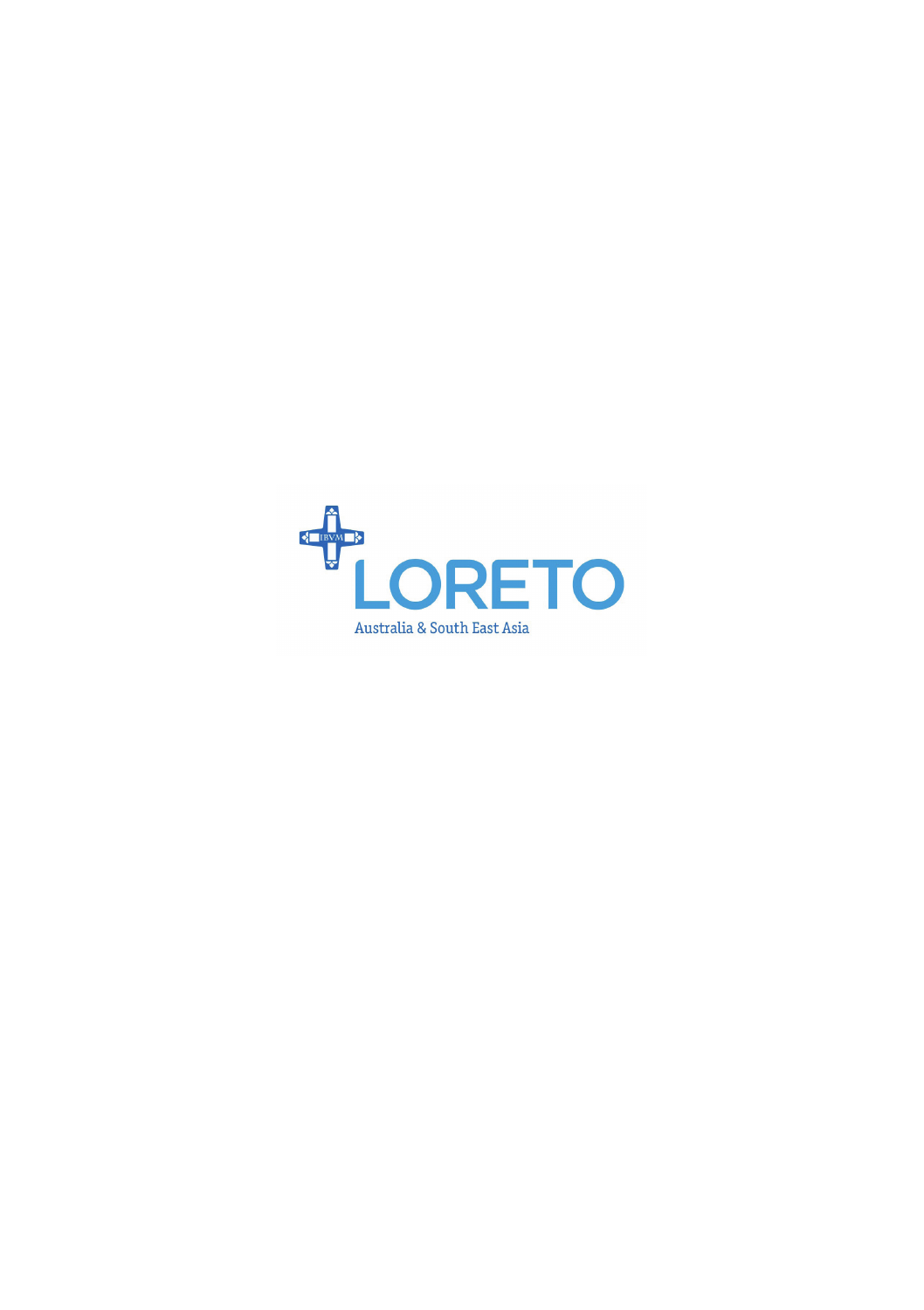IBVM

LORETO

Australia & South East Asia